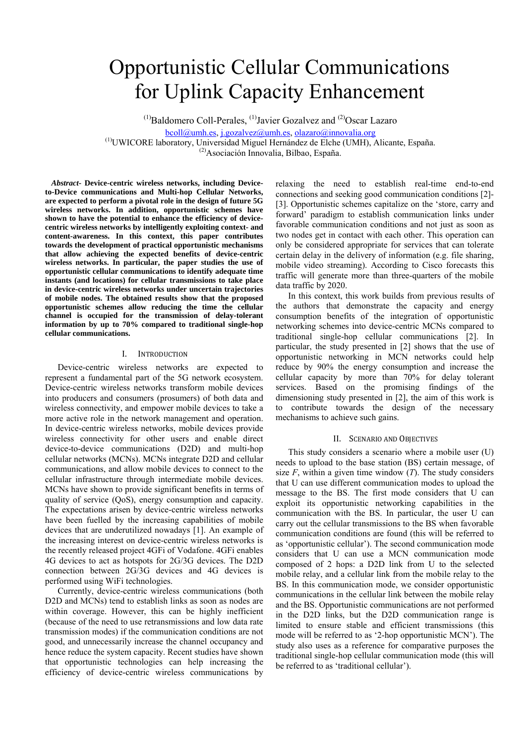# Opportunistic Cellular Communications for Uplink Capacity Enhancement

[(1)]Baldomero Coll-Perales, [(1)]Javier Gozalvez and [(2)]Oscar Lazaro

bcoll@umh.es, j.gozalvez@umh.es, olazaro@innovalia.org

[(1)]UWICORE laboratory, Universidad Miguel Hernández de Elche (UMH), Alicante, España.

[(2)]Asociación Innovalia, Bilbao, España.

***Abstract*- Device-centric wireless networks, including Device-to-Device communications and Multi-hop Cellular Networks, are expected to perform a pivotal role in the design of future 5G wireless networks. In addition, opportunistic schemes have shown to have the potential to enhance the efficiency of device-centric wireless networks by intelligently exploiting context- and content-awareness. In this context, this paper contributes towards the development of practical opportunistic mechanisms that allow achieving the expected benefits of device-centric wireless networks. In particular, the paper studies the use of opportunistic cellular communications to identify adequate time instants (and locations) for cellular transmissions to take place in device-centric wireless networks under uncertain trajectories of mobile nodes. The obtained results show that the proposed opportunistic schemes allow reducing the time the cellular channel is occupied for the transmission of delay-tolerant information by up to 70% compared to traditional single-hop cellular communications.**

## I. Introduction

Device-centric wireless networks are expected to represent a fundamental part of the 5G network ecosystem. Device-centric wireless networks transform mobile devices into producers and consumers (prosumers) of both data and wireless connectivity, and empower mobile devices to take a more active role in the network management and operation. In device-centric wireless networks, mobile devices provide wireless connectivity for other users and enable direct device-to-device communications (D2D) and multi-hop cellular networks (MCNs). MCNs integrate D2D and cellular communications, and allow mobile devices to connect to the cellular infrastructure through intermediate mobile devices. MCNs have shown to provide significant benefits in terms of quality of service (QoS), energy consumption and capacity. The expectations arisen by device-centric wireless networks have been fuelled by the increasing capabilities of mobile devices that are underutilized nowadays [1]. An example of the increasing interest on device-centric wireless networks is the recently released project 4GFi of Vodafone. 4GFi enables 4G devices to act as hotspots for 2G/3G devices. The D2D connection between 2G/3G devices and 4G devices is performed using WiFi technologies.

Currently, device-centric wireless communications (both D2D and MCNs) tend to establish links as soon as nodes are within coverage. However, this can be highly inefficient (because of the need to use retransmissions and low data rate transmission modes) if the communication conditions are not good, and unnecessarily increase the channel occupancy and hence reduce the system capacity. Recent studies have shown that opportunistic technologies can help increasing the efficiency of device-centric wireless communications by relaxing the need to establish real-time end-to-end connections and seeking good communication conditions [2]-[3]. Opportunistic schemes capitalize on the 'store, carry and forward' paradigm to establish communication links under favorable communication conditions and not just as soon as two nodes get in contact with each other. This operation can only be considered appropriate for services that can tolerate certain delay in the delivery of information (e.g. file sharing, mobile video streaming). According to Cisco forecasts this traffic will generate more than three-quarters of the mobile data traffic by 2020.

In this context, this work builds from previous results of the authors that demonstrate the capacity and energy consumption benefits of the integration of opportunistic networking schemes into device-centric MCNs compared to traditional single-hop cellular communications [2]. In particular, the study presented in [2] shows that the use of opportunistic networking in MCN networks could help reduce by 90% the energy consumption and increase the cellular capacity by more than 70% for delay tolerant services. Based on the promising findings of the dimensioning study presented in [2], the aim of this work is to contribute towards the design of the necessary mechanisms to achieve such gains.

## II. Scenario and Objectives

This study considers a scenario where a mobile user (U) needs to upload to the base station (BS) certain message, of size $F$, within a given time window ($T$). The study considers that U can use different communication modes to upload the message to the BS. The first mode considers that U can exploit its opportunistic networking capabilities in the communication with the BS. In particular, the user U can carry out the cellular transmissions to the BS when favorable communication conditions are found (this will be referred to as 'opportunistic cellular'). The second communication mode considers that U can use a MCN communication mode composed of 2 hops: a D2D link from U to the selected mobile relay, and a cellular link from the mobile relay to the BS. In this communication mode, we consider opportunistic communications in the cellular link between the mobile relay and the BS. Opportunistic communications are not performed in the D2D links, but the D2D communication range is limited to ensure stable and efficient transmissions (this mode will be referred to as '2-hop opportunistic MCN'). The study also uses as a reference for comparative purposes the traditional single-hop cellular communication mode (this will be referred to as 'traditional cellular').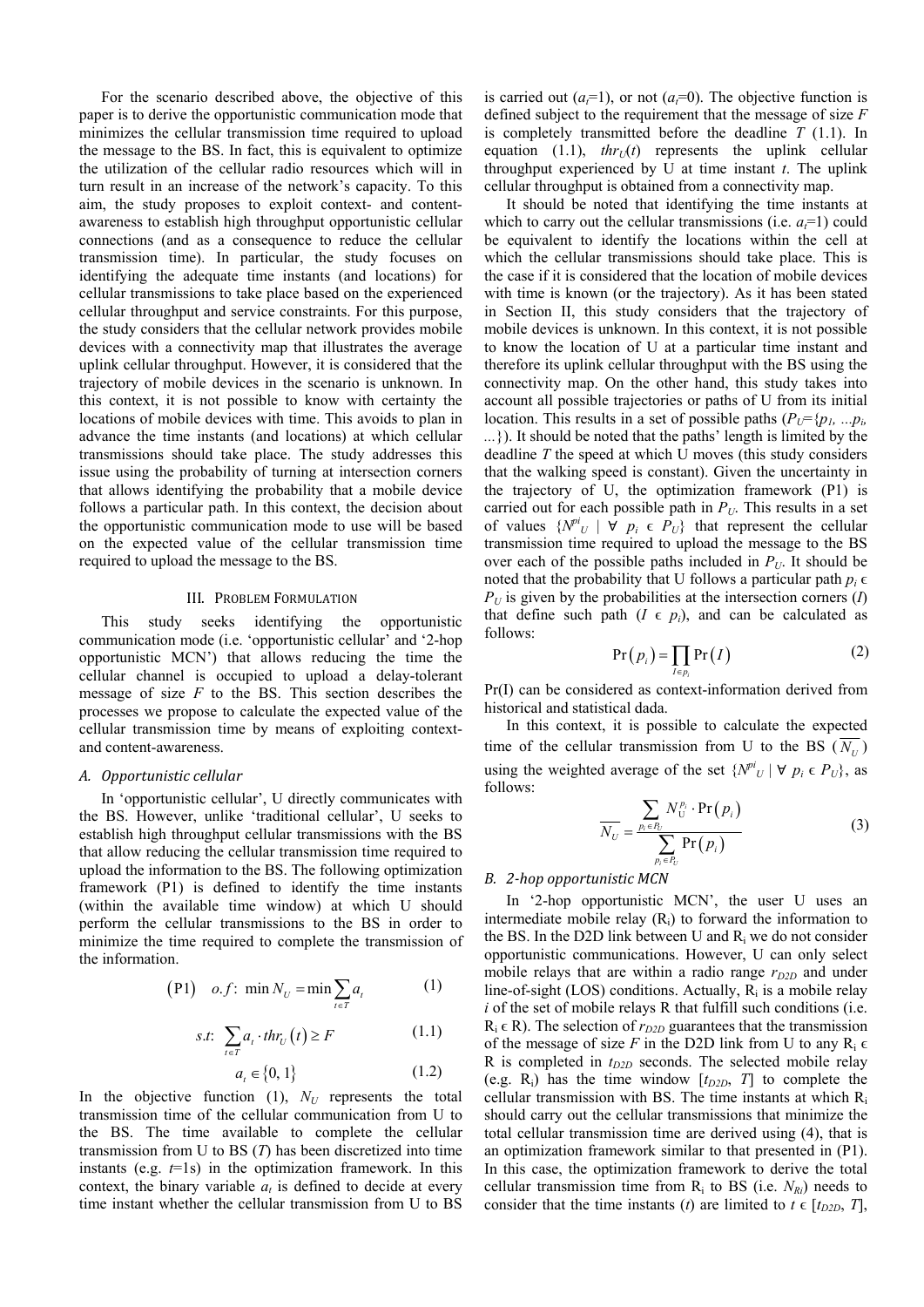For the scenario described above, the objective of this paper is to derive the opportunistic communication mode that minimizes the cellular transmission time required to upload the message to the BS. In fact, this is equivalent to optimize the utilization of the cellular radio resources which will in turn result in an increase of the network's capacity. To this aim, the study proposes to exploit context- and content-awareness to establish high throughput opportunistic cellular connections (and as a consequence to reduce the cellular transmission time). In particular, the study focuses on identifying the adequate time instants (and locations) for cellular transmissions to take place based on the experienced cellular throughput and service constraints. For this purpose, the study considers that the cellular network provides mobile devices with a connectivity map that illustrates the average uplink cellular throughput. However, it is considered that the trajectory of mobile devices in the scenario is unknown. In this context, it is not possible to know with certainty the locations of mobile devices with time. This avoids to plan in advance the time instants (and locations) at which cellular transmissions should take place. The study addresses this issue using the probability of turning at intersection corners that allows identifying the probability that a mobile device follows a particular path. In this context, the decision about the opportunistic communication mode to use will be based on the expected value of the cellular transmission time required to upload the message to the BS.

## III. Problem Formulation

This study seeks identifying the opportunistic communication mode (i.e. 'opportunistic cellular' and '2-hop opportunistic MCN') that allows reducing the time the cellular channel is occupied to upload a delay-tolerant message of size $F$ to the BS. This section describes the processes we propose to calculate the expected value of the cellular transmission time by means of exploiting context- and content-awareness.

### A. Opportunistic cellular

In 'opportunistic cellular', U directly communicates with the BS. However, unlike 'traditional cellular', U seeks to establish high throughput cellular transmissions with the BS that allow reducing the cellular transmission time required to upload the information to the BS. The following optimization framework (P1) is defined to identify the time instants (within the available time window) at which U should perform the cellular transmissions to the BS in order to minimize the time required to complete the transmission of the information.

$$(\text{P1}) \quad o.f: \; \min N_U = \min \sum_{t \in T} a_t \tag{1}$$

$$s.t: \; \sum_{t \in T} a_t \cdot thr_U(t) \geq F \tag{1.1}$$

$$a_t \in \{0, 1\} \tag{1.2}$$

In the objective function (1), $N_U$ represents the total transmission time of the cellular communication from U to the BS. The time available to complete the cellular transmission from U to BS ($T$) has been discretized into time instants (e.g. $t$=1s) in the optimization framework. In this context, the binary variable $a_t$ is defined to decide at every time instant whether the cellular transmission from U to BS is carried out ($a_t$=1), or not ($a_t$=0). The objective function is defined subject to the requirement that the message of size $F$ is completely transmitted before the deadline $T$ (1.1). In equation (1.1), $thr_U(t)$ represents the uplink cellular throughput experienced by U at time instant $t$. The uplink cellular throughput is obtained from a connectivity map.

It should be noted that identifying the time instants at which to carry out the cellular transmissions (i.e. $a_t$=1) could be equivalent to identify the locations within the cell at which the cellular transmissions should take place. This is the case if it is considered that the location of mobile devices with time is known (or the trajectory). As it has been stated in Section II, this study considers that the trajectory of mobile devices is unknown. In this context, it is not possible to know the location of U at a particular time instant and therefore its uplink cellular throughput with the BS using the connectivity map. On the other hand, this study takes into account all possible trajectories or paths of U from its initial location. This results in a set of possible paths ($P_U=\{p_1, \ldots p_i, \ldots\}$). It should be noted that the paths' length is limited by the deadline $T$ the speed at which U moves (this study considers that the walking speed is constant). Given the uncertainty in the trajectory of U, the optimization framework (P1) is carried out for each possible path in $P_U$. This results in a set of values $\{N^{pi}_U \mid \forall \; p_i \in P_U\}$ that represent the cellular transmission time required to upload the message to the BS over each of the possible paths included in $P_U$. It should be noted that the probability that U follows a particular path $p_i \in P_U$ is given by the probabilities at the intersection corners ($I$) that define such path ($I \in p_i$), and can be calculated as follows:

$$\Pr(p_i) = \prod_{I \in p_i} \Pr(I) \tag{2}$$

Pr(I) can be considered as context-information derived from historical and statistical dada.

In this context, it is possible to calculate the expected time of the cellular transmission from U to the BS ($\overline{N_U}$) using the weighted average of the set $\{N^{pi}_U \mid \forall \; p_i \in P_U\}$, as follows:

$$\overline{N_U} = \frac{\sum_{p_i \in P_U} N_U^{p_i} \cdot \Pr(p_i)}{\sum_{p_i \in P_U} \Pr(p_i)} \tag{3}$$

### B. 2-hop opportunistic MCN

In '2-hop opportunistic MCN', the user U uses an intermediate mobile relay ($R_i$) to forward the information to the BS. In the D2D link between U and $R_i$ we do not consider opportunistic communications. However, U can only select mobile relays that are within a radio range $r_{D2D}$ and under line-of-sight (LOS) conditions. Actually, $R_i$ is a mobile relay $i$ of the set of mobile relays R that fulfill such conditions (i.e. $R_i \in R$). The selection of $r_{D2D}$ guarantees that the transmission of the message of size $F$ in the D2D link from U to any $R_i \in R$ is completed in $t_{D2D}$ seconds. The selected mobile relay (e.g. $R_i$) has the time window $[t_{D2D}, T]$ to complete the cellular transmission with BS. The time instants at which $R_i$ should carry out the cellular transmissions that minimize the total cellular transmission time are derived using (4), that is an optimization framework similar to that presented in (P1). In this case, the optimization framework to derive the total cellular transmission time from $R_i$ to BS (i.e. $N_{Ri}$) needs to consider that the time instants ($t$) are limited to $t \in [t_{D2D}, T]$,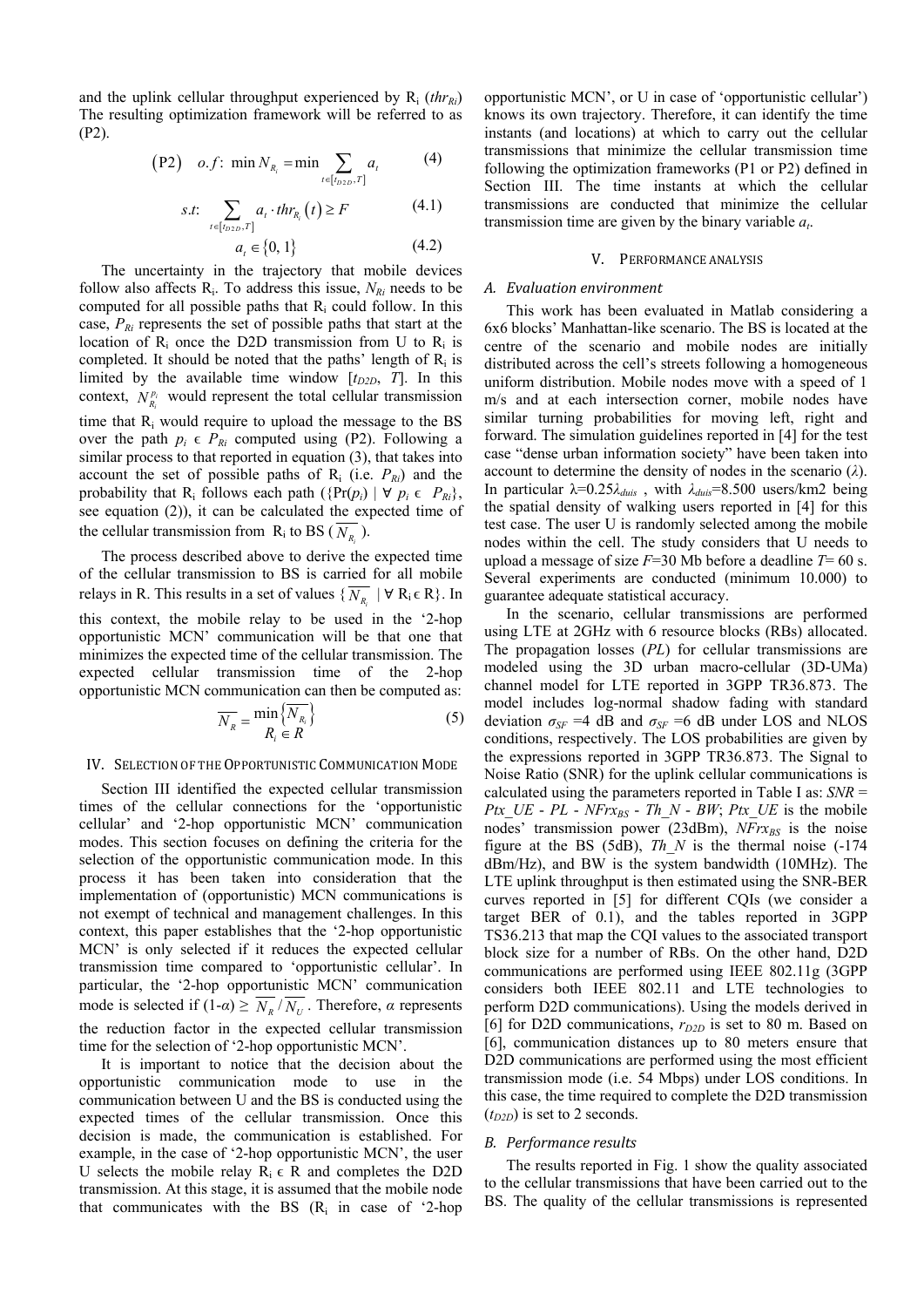and the uplink cellular throughput experienced by $R_i$ ($thr_{Ri}$) The resulting optimization framework will be referred to as (P2).

$$\text{(P2)} \quad o.f\text{: } \min N_{R_i} = \min \sum_{t \in [t_{D2D}, T]} a_t \tag{4}$$

$$s.t\text{: } \sum_{t \in [t_{D2D}, T]} a_t \cdot thr_{R_i}(t) \geq F \tag{4.1}$$

$$a_t \in \{0, 1\} \tag{4.2}$$

The uncertainty in the trajectory that mobile devices follow also affects $R_i$. To address this issue, $N_{Ri}$ needs to be computed for all possible paths that $R_i$ could follow. In this case, $P_{Ri}$ represents the set of possible paths that start at the location of $R_i$ once the D2D transmission from U to $R_i$ is completed. It should be noted that the paths' length of $R_i$ is limited by the available time window [$t_{D2D}$, $T$]. In this context, $N_{R_i}^{p_i}$ would represent the total cellular transmission time that $R_i$ would require to upload the message to the BS over the path $p_i \in P_{Ri}$ computed using (P2). Following a similar process to that reported in equation (3), that takes into account the set of possible paths of $R_i$ (i.e. $P_{Ri}$) and the probability that $R_i$ follows each path ($\{\Pr(p_i) \mid \forall\ p_i \in P_{Ri}\}$, see equation (2)), it can be calculated the expected time of the cellular transmission from $R_i$ to BS ($\overline{N_{R_i}}$).

The process described above to derive the expected time of the cellular transmission to BS is carried for all mobile relays in R. This results in a set of values $\{\overline{N_{R_i}} \mid \forall\ R_i \in R\}$. In this context, the mobile relay to be used in the '2-hop opportunistic MCN' communication will be that one that minimizes the expected time of the cellular transmission. The expected cellular transmission time of the 2-hop opportunistic MCN communication can then be computed as:

$$\overline{N_R} = \min_{R_i \in R} \left\{ \overline{N_{R_i}} \right\} \tag{5}$$

## IV. Selection of the Opportunistic Communication Mode

Section III identified the expected cellular transmission times of the cellular connections for the 'opportunistic cellular' and '2-hop opportunistic MCN' communication modes. This section focuses on defining the criteria for the selection of the opportunistic communication mode. In this process it has been taken into consideration that the implementation of (opportunistic) MCN communications is not exempt of technical and management challenges. In this context, this paper establishes that the '2-hop opportunistic MCN' is only selected if it reduces the expected cellular transmission time compared to 'opportunistic cellular'. In particular, the '2-hop opportunistic MCN' communication mode is selected if $(1\text{-}\alpha) \geq \overline{N_R} / \overline{N_U}$. Therefore, $\alpha$ represents the reduction factor in the expected cellular transmission time for the selection of '2-hop opportunistic MCN'.

It is important to notice that the decision about the opportunistic communication mode to use in the communication between U and the BS is conducted using the expected times of the cellular transmission. Once this decision is made, the communication is established. For example, in the case of '2-hop opportunistic MCN', the user U selects the mobile relay $R_i \in R$ and completes the D2D transmission. At this stage, it is assumed that the mobile node that communicates with the BS ($R_i$ in case of '2-hop opportunistic MCN', or U in case of 'opportunistic cellular') knows its own trajectory. Therefore, it can identify the time instants (and locations) at which to carry out the cellular transmissions that minimize the cellular transmission time following the optimization frameworks (P1 or P2) defined in Section III. The time instants at which the cellular transmissions are conducted that minimize the cellular transmission time are given by the binary variable $a_t$.

## V. Performance Analysis

### A. Evaluation environment

This work has been evaluated in Matlab considering a 6x6 blocks' Manhattan-like scenario. The BS is located at the centre of the scenario and mobile nodes are initially distributed across the cell's streets following a homogeneous uniform distribution. Mobile nodes move with a speed of 1 m/s and at each intersection corner, mobile nodes have similar turning probabilities for moving left, right and forward. The simulation guidelines reported in [4] for the test case "dense urban information society" have been taken into account to determine the density of nodes in the scenario ($\lambda$). In particular $\lambda=0.25\lambda_{duis}$, with $\lambda_{duis}$=8.500 users/km2 being the spatial density of walking users reported in [4] for this test case. The user U is randomly selected among the mobile nodes within the cell. The study considers that U needs to upload a message of size $F$=30 Mb before a deadline $T$= 60 s. Several experiments are conducted (minimum 10.000) to guarantee adequate statistical accuracy.

In the scenario, cellular transmissions are performed using LTE at 2GHz with 6 resource blocks (RBs) allocated. The propagation losses ($PL$) for cellular transmissions are modeled using the 3D urban macro-cellular (3D-UMa) channel model for LTE reported in 3GPP TR36.873. The model includes log-normal shadow fading with standard deviation $\sigma_{SF}$ =4 dB and $\sigma_{SF}$ =6 dB under LOS and NLOS conditions, respectively. The LOS probabilities are given by the expressions reported in 3GPP TR36.873. The Signal to Noise Ratio (SNR) for the uplink cellular communications is calculated using the parameters reported in Table I as: $SNR = Ptx\_UE - PL - NFrx_{BS} - Th\_N - BW$; $Ptx\_UE$ is the mobile nodes' transmission power (23dBm), $NFrx_{BS}$ is the noise figure at the BS (5dB), $Th\_N$ is the thermal noise (-174 dBm/Hz), and BW is the system bandwidth (10MHz). The LTE uplink throughput is then estimated using the SNR-BER curves reported in [5] for different CQIs (we consider a target BER of 0.1), and the tables reported in 3GPP TS36.213 that map the CQI values to the associated transport block size for a number of RBs. On the other hand, D2D communications are performed using IEEE 802.11g (3GPP considers both IEEE 802.11 and LTE technologies to perform D2D communications). Using the models derived in [6] for D2D communications, $r_{D2D}$ is set to 80 m. Based on [6], communication distances up to 80 meters ensure that D2D communications are performed using the most efficient transmission mode (i.e. 54 Mbps) under LOS conditions. In this case, the time required to complete the D2D transmission ($t_{D2D}$) is set to 2 seconds.

### B. Performance results

The results reported in Fig. 1 show the quality associated to the cellular transmissions that have been carried out to the BS. The quality of the cellular transmissions is represented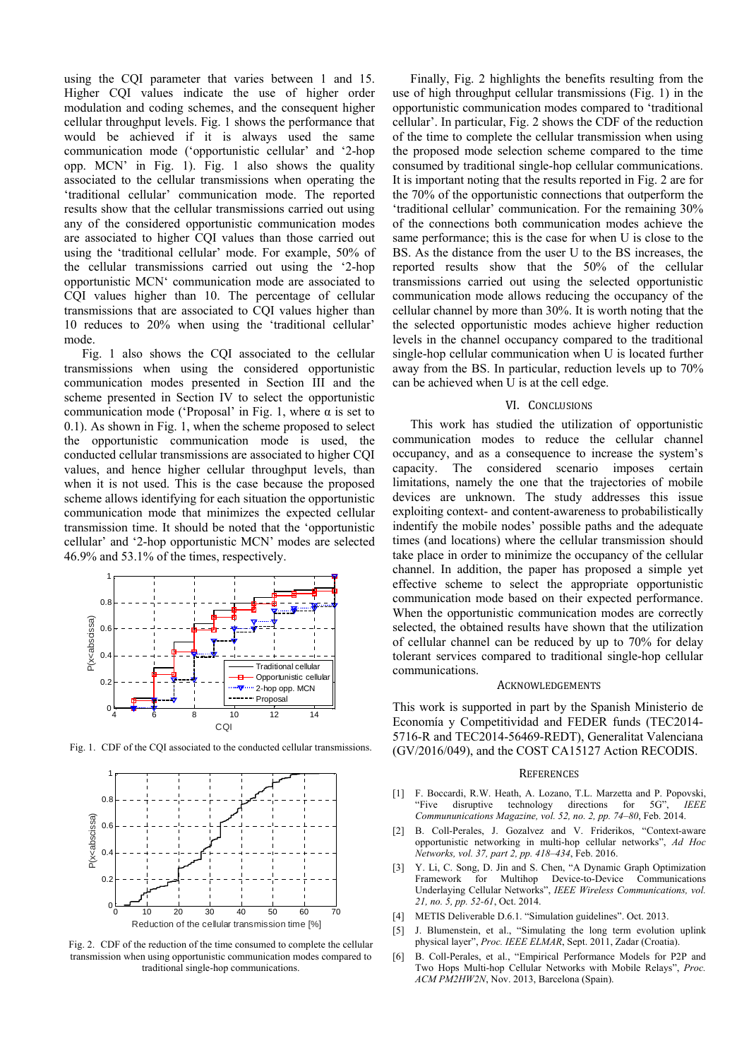using the CQI parameter that varies between 1 and 15. Higher CQI values indicate the use of higher order modulation and coding schemes, and the consequent higher cellular throughput levels. Fig. 1 shows the performance that would be achieved if it is always used the same communication mode ('opportunistic cellular' and '2-hop opp. MCN' in Fig. 1). Fig. 1 also shows the quality associated to the cellular transmissions when operating the 'traditional cellular' communication mode. The reported results show that the cellular transmissions carried out using any of the considered opportunistic communication modes are associated to higher CQI values than those carried out using the 'traditional cellular' mode. For example, 50% of the cellular transmissions carried out using the '2-hop opportunistic MCN' communication mode are associated to CQI values higher than 10. The percentage of cellular transmissions that are associated to CQI values higher than 10 reduces to 20% when using the 'traditional cellular' mode.

Fig. 1 also shows the CQI associated to the cellular transmissions when using the considered opportunistic communication modes presented in Section III and the scheme presented in Section IV to select the opportunistic communication mode ('Proposal' in Fig. 1, where α is set to 0.1). As shown in Fig. 1, when the scheme proposed to select the opportunistic communication mode is used, the conducted cellular transmissions are associated to higher CQI values, and hence higher cellular throughput levels, than when it is not used. This is the case because the proposed scheme allows identifying for each situation the opportunistic communication mode that minimizes the expected cellular transmission time. It should be noted that the 'opportunistic cellular' and '2-hop opportunistic MCN' modes are selected 46.9% and 53.1% of the times, respectively.

P(x<abscissa)
CQI
Traditional cellular
Opportunistic cellular
2-hop opp. MCN
Proposal

Fig. 1. CDF of the CQI associated to the conducted cellular transmissions.

P(x<abscissa)
Reduction of the cellular transmission time [%]

Fig. 2. CDF of the reduction of the time consumed to complete the cellular transmission when using opportunistic communication modes compared to traditional single-hop communications.

Finally, Fig. 2 highlights the benefits resulting from the use of high throughput cellular transmissions (Fig. 1) in the opportunistic communication modes compared to 'traditional cellular'. In particular, Fig. 2 shows the CDF of the reduction of the time to complete the cellular transmission when using the proposed mode selection scheme compared to the time consumed by traditional single-hop cellular communications. It is important noting that the results reported in Fig. 2 are for the 70% of the opportunistic connections that outperform the 'traditional cellular' communication. For the remaining 30% of the connections both communication modes achieve the same performance; this is the case for when U is close to the BS. As the distance from the user U to the BS increases, the reported results show that the 50% of the cellular transmissions carried out using the selected opportunistic communication mode allows reducing the occupancy of the cellular channel by more than 30%. It is worth noting that the the selected opportunistic modes achieve higher reduction levels in the channel occupancy compared to the traditional single-hop cellular communication when U is located further away from the BS. In particular, reduction levels up to 70% can be achieved when U is at the cell edge.

## VI. Conclusions

This work has studied the utilization of opportunistic communication modes to reduce the cellular channel occupancy, and as a consequence to increase the system's capacity. The considered scenario imposes certain limitations, namely the one that the trajectories of mobile devices are unknown. The study addresses this issue exploiting context- and content-awareness to probabilistically indentify the mobile nodes' possible paths and the adequate times (and locations) where the cellular transmission should take place in order to minimize the occupancy of the cellular channel. In addition, the paper has proposed a simple yet effective scheme to select the appropriate opportunistic communication mode based on their expected performance. When the opportunistic communication modes are correctly selected, the obtained results have shown that the utilization of cellular channel can be reduced by up to 70% for delay tolerant services compared to traditional single-hop cellular communications.

## Acknowledgements

This work is supported in part by the Spanish Ministerio de Economía y Competitividad and FEDER funds (TEC2014-5716-R and TEC2014-56469-REDT), Generalitat Valenciana (GV/2016/049), and the COST CA15127 Action RECODIS.

## References

[1] F. Boccardi, R.W. Heath, A. Lozano, T.L. Marzetta and P. Popovski, "Five disruptive technology directions for 5G", *IEEE Communications Magazine, vol. 52, no. 2, pp. 74–80*, Feb. 2014.

[2] B. Coll-Perales, J. Gozalvez and V. Friderikos, "Context-aware opportunistic networking in multi-hop cellular networks", *Ad Hoc Networks, vol. 37, part 2, pp. 418–434*, Feb. 2016.

[3] Y. Li, C. Song, D. Jin and S. Chen, "A Dynamic Graph Optimization Framework for Multihop Device-to-Device Communications Underlaying Cellular Networks", *IEEE Wireless Communications, vol. 21, no. 5, pp. 52-61*, Oct. 2014.

[4] METIS Deliverable D.6.1. "Simulation guidelines". Oct. 2013.

[5] J. Blumenstein, et al., "Simulating the long term evolution uplink physical layer", *Proc. IEEE ELMAR*, Sept. 2011, Zadar (Croatia).

[6] B. Coll-Perales, et al., "Empirical Performance Models for P2P and Two Hops Multi-hop Cellular Networks with Mobile Relays", *Proc. ACM PM2HW2N*, Nov. 2013, Barcelona (Spain).